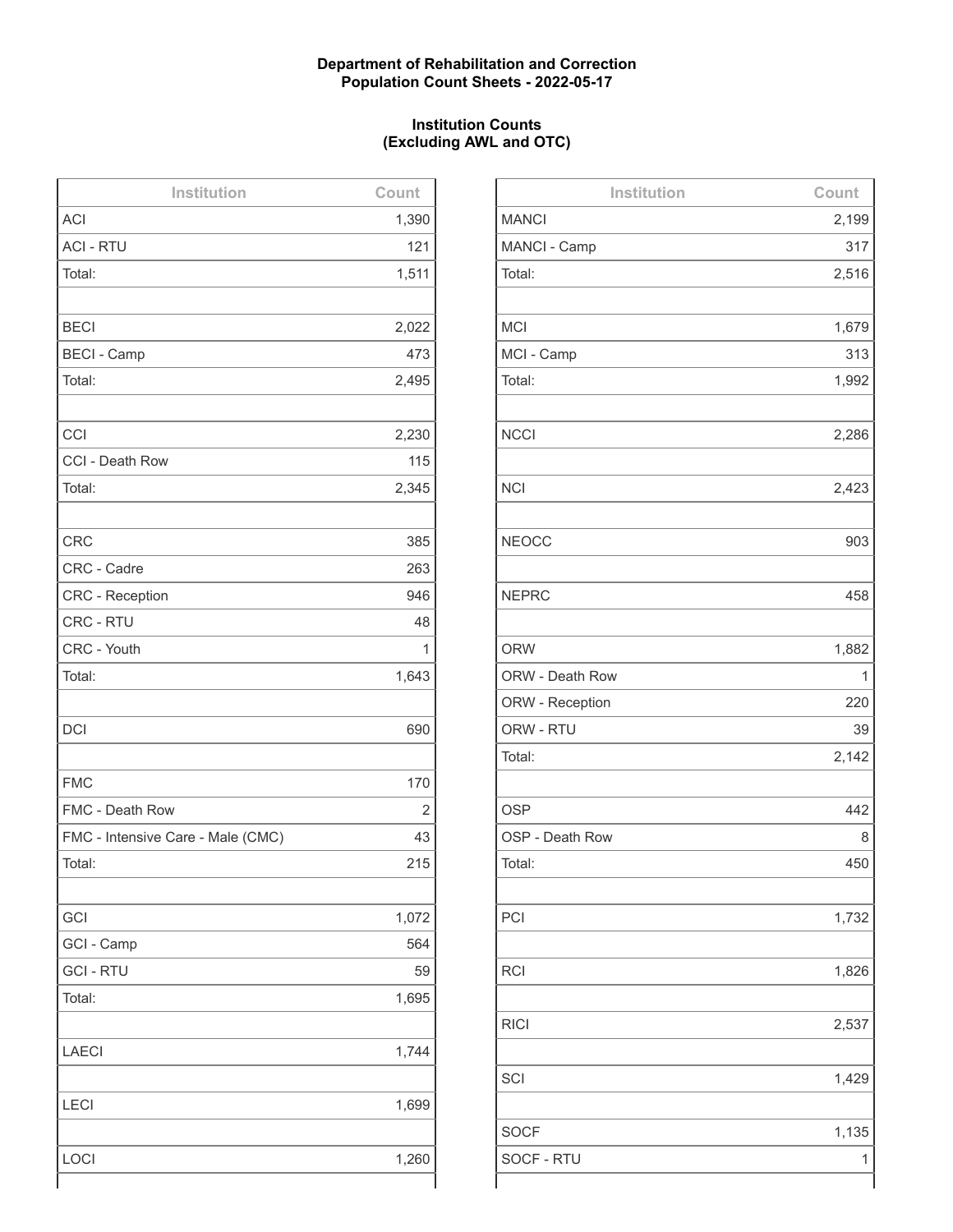**Department of Rehabilitation and Correction**
**Population Count Sheets - 2022-05-17**

**Institution Counts**
**(Excluding AWL and OTC)**

| Institution | Count |
| --- | --- |
| ACI | 1,390 |
| ACI - RTU | 121 |
| Total: | 1,511 |
| | |
| BECI | 2,022 |
| BECI - Camp | 473 |
| Total: | 2,495 |
| | |
| CCI | 2,230 |
| CCI - Death Row | 115 |
| Total: | 2,345 |
| | |
| CRC | 385 |
| CRC - Cadre | 263 |
| CRC - Reception | 946 |
| CRC - RTU | 48 |
| CRC - Youth | 1 |
| Total: | 1,643 |
| | |
| DCI | 690 |
| | |
| FMC | 170 |
| FMC - Death Row | 2 |
| FMC - Intensive Care - Male (CMC) | 43 |
| Total: | 215 |
| | |
| GCI | 1,072 |
| GCI - Camp | 564 |
| GCI - RTU | 59 |
| Total: | 1,695 |
| | |
| LAECI | 1,744 |
| | |
| LECI | 1,699 |
| | |
| LOCI | 1,260 |

| Institution | Count |
| --- | --- |
| MANCI | 2,199 |
| MANCI - Camp | 317 |
| Total: | 2,516 |
| | |
| MCI | 1,679 |
| MCI - Camp | 313 |
| Total: | 1,992 |
| | |
| NCCI | 2,286 |
| | |
| NCI | 2,423 |
| | |
| NEOCC | 903 |
| | |
| NEPRC | 458 |
| | |
| ORW | 1,882 |
| ORW - Death Row | 1 |
| ORW - Reception | 220 |
| ORW - RTU | 39 |
| Total: | 2,142 |
| | |
| OSP | 442 |
| OSP - Death Row | 8 |
| Total: | 450 |
| | |
| PCI | 1,732 |
| | |
| RCI | 1,826 |
| | |
| RICI | 2,537 |
| | |
| SCI | 1,429 |
| | |
| SOCF | 1,135 |
| SOCF - RTU | 1 |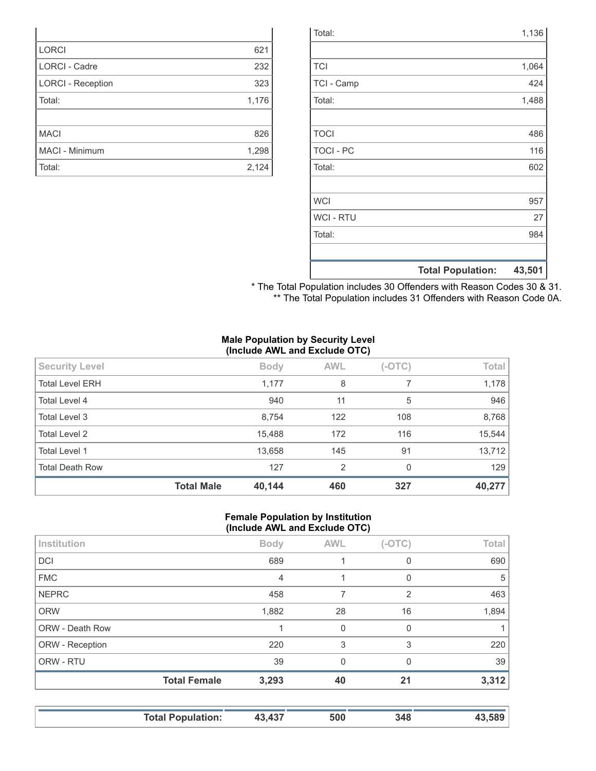| | |
|---|---|
| | |
| LORCI | 621 |
| LORCI - Cadre | 232 |
| LORCI - Reception | 323 |
| Total: | 1,176 |
| | |
| MACI | 826 |
| MACI - Minimum | 1,298 |
| Total: | 2,124 |

| | |
|---|---|
| Total: | 1,136 |
| | |
| TCI | 1,064 |
| TCI - Camp | 424 |
| Total: | 1,488 |
| | |
| TOCI | 486 |
| TOCI - PC | 116 |
| Total: | 602 |
| | |
| WCI | 957 |
| WCI - RTU | 27 |
| Total: | 984 |
| | |
| **Total Population:** | **43,501** |

* The Total Population includes 30 Offenders with Reason Codes 30 & 31.
** The Total Population includes 31 Offenders with Reason Code 0A.

**Male Population by Security Level**
**(Include AWL and Exclude OTC)**

| Security Level | Body | AWL | (-OTC) | Total |
|---|---|---|---|---|
| Total Level ERH | 1,177 | 8 | 7 | 1,178 |
| Total Level 4 | 940 | 11 | 5 | 946 |
| Total Level 3 | 8,754 | 122 | 108 | 8,768 |
| Total Level 2 | 15,488 | 172 | 116 | 15,544 |
| Total Level 1 | 13,658 | 145 | 91 | 13,712 |
| Total Death Row | 127 | 2 | 0 | 129 |
| **Total Male** | **40,144** | **460** | **327** | **40,277** |

**Female Population by Institution**
**(Include AWL and Exclude OTC)**

| Institution | Body | AWL | (-OTC) | Total |
|---|---|---|---|---|
| DCI | 689 | 1 | 0 | 690 |
| FMC | 4 | 1 | 0 | 5 |
| NEPRC | 458 | 7 | 2 | 463 |
| ORW | 1,882 | 28 | 16 | 1,894 |
| ORW - Death Row | 1 | 0 | 0 | 1 |
| ORW - Reception | 220 | 3 | 3 | 220 |
| ORW - RTU | 39 | 0 | 0 | 39 |
| **Total Female** | **3,293** | **40** | **21** | **3,312** |

| | | | | |
|---|---|---|---|---|
| **Total Population:** | **43,437** | **500** | **348** | **43,589** |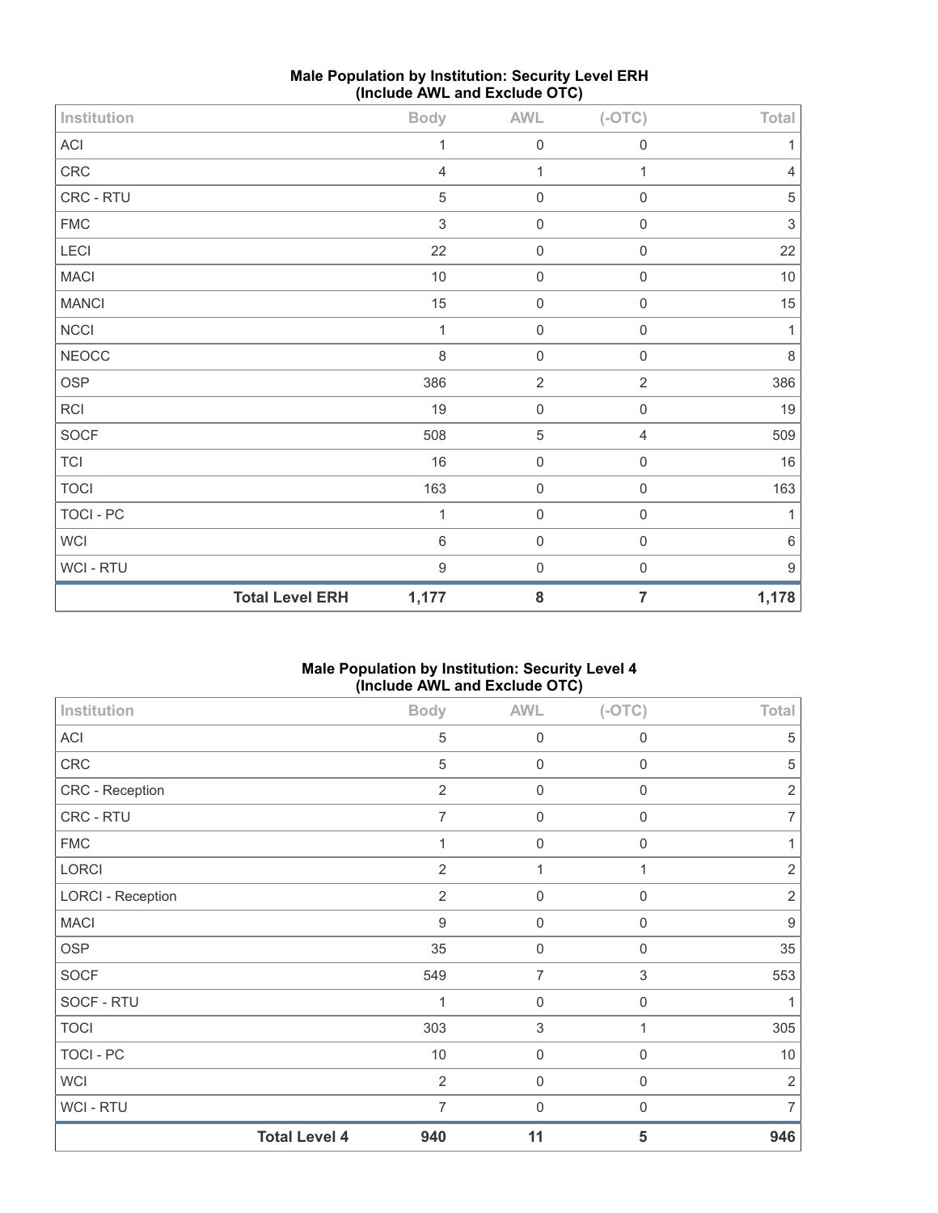## Male Population by Institution: Security Level ERH (Include AWL and Exclude OTC)

| Institution | Body | AWL | (-OTC) | Total |
|---|---|---|---|---|
| ACI | 1 | 0 | 0 | 1 |
| CRC | 4 | 1 | 1 | 4 |
| CRC - RTU | 5 | 0 | 0 | 5 |
| FMC | 3 | 0 | 0 | 3 |
| LECI | 22 | 0 | 0 | 22 |
| MACI | 10 | 0 | 0 | 10 |
| MANCI | 15 | 0 | 0 | 15 |
| NCCI | 1 | 0 | 0 | 1 |
| NEOCC | 8 | 0 | 0 | 8 |
| OSP | 386 | 2 | 2 | 386 |
| RCI | 19 | 0 | 0 | 19 |
| SOCF | 508 | 5 | 4 | 509 |
| TCI | 16 | 0 | 0 | 16 |
| TOCI | 163 | 0 | 0 | 163 |
| TOCI - PC | 1 | 0 | 0 | 1 |
| WCI | 6 | 0 | 0 | 6 |
| WCI - RTU | 9 | 0 | 0 | 9 |
| **Total Level ERH** | **1,177** | **8** | **7** | **1,178** |

## Male Population by Institution: Security Level 4 (Include AWL and Exclude OTC)

| Institution | Body | AWL | (-OTC) | Total |
|---|---|---|---|---|
| ACI | 5 | 0 | 0 | 5 |
| CRC | 5 | 0 | 0 | 5 |
| CRC - Reception | 2 | 0 | 0 | 2 |
| CRC - RTU | 7 | 0 | 0 | 7 |
| FMC | 1 | 0 | 0 | 1 |
| LORCI | 2 | 1 | 1 | 2 |
| LORCI - Reception | 2 | 0 | 0 | 2 |
| MACI | 9 | 0 | 0 | 9 |
| OSP | 35 | 0 | 0 | 35 |
| SOCF | 549 | 7 | 3 | 553 |
| SOCF - RTU | 1 | 0 | 0 | 1 |
| TOCI | 303 | 3 | 1 | 305 |
| TOCI - PC | 10 | 0 | 0 | 10 |
| WCI | 2 | 0 | 0 | 2 |
| WCI - RTU | 7 | 0 | 0 | 7 |
| **Total Level 4** | **940** | **11** | **5** | **946** |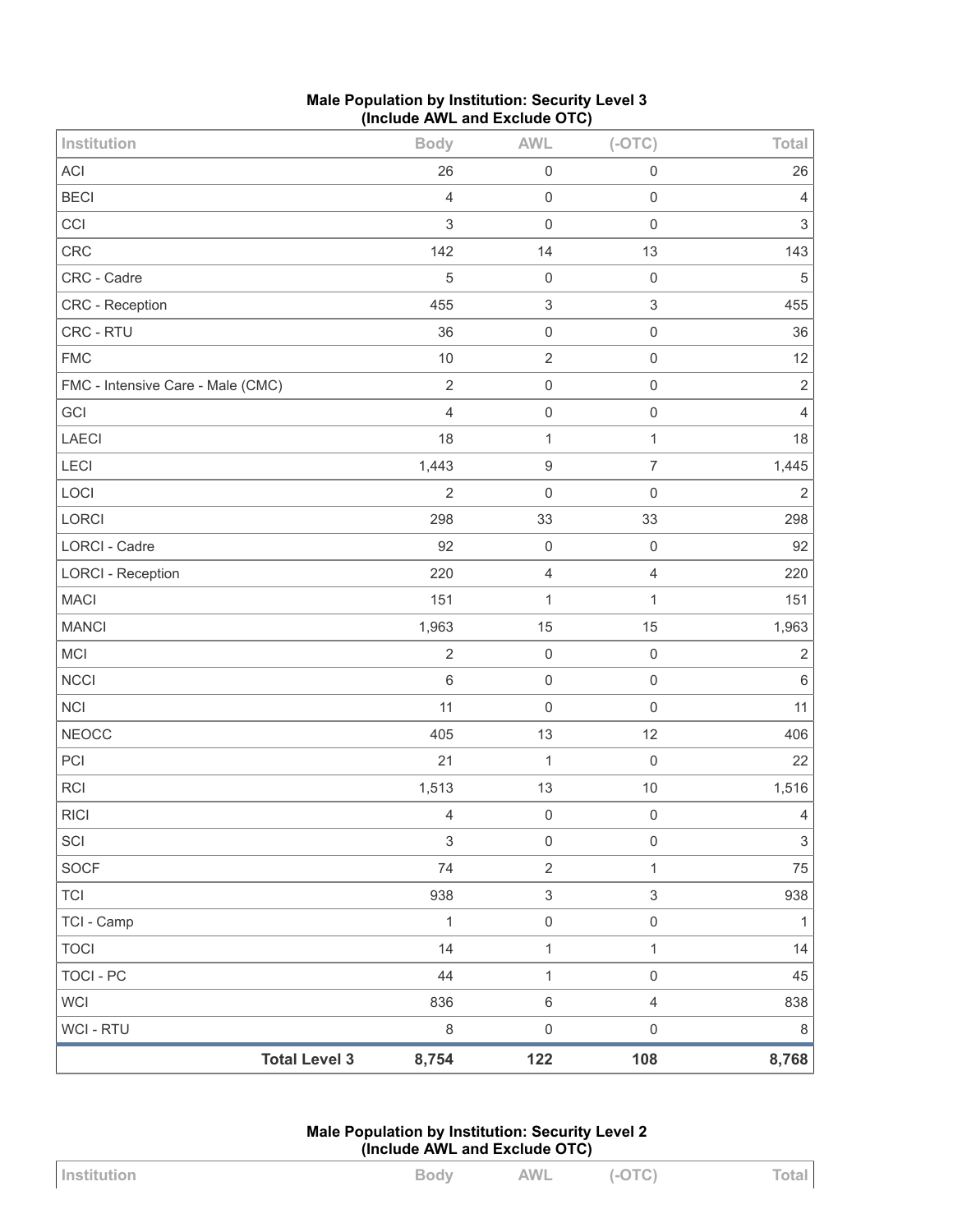**Male Population by Institution: Security Level 3**
**(Include AWL and Exclude OTC)**

| Institution | Body | AWL | (-OTC) | Total |
|---|---|---|---|---|
| ACI | 26 | 0 | 0 | 26 |
| BECI | 4 | 0 | 0 | 4 |
| CCI | 3 | 0 | 0 | 3 |
| CRC | 142 | 14 | 13 | 143 |
| CRC - Cadre | 5 | 0 | 0 | 5 |
| CRC - Reception | 455 | 3 | 3 | 455 |
| CRC - RTU | 36 | 0 | 0 | 36 |
| FMC | 10 | 2 | 0 | 12 |
| FMC - Intensive Care - Male (CMC) | 2 | 0 | 0 | 2 |
| GCI | 4 | 0 | 0 | 4 |
| LAECI | 18 | 1 | 1 | 18 |
| LECI | 1,443 | 9 | 7 | 1,445 |
| LOCI | 2 | 0 | 0 | 2 |
| LORCI | 298 | 33 | 33 | 298 |
| LORCI - Cadre | 92 | 0 | 0 | 92 |
| LORCI - Reception | 220 | 4 | 4 | 220 |
| MACI | 151 | 1 | 1 | 151 |
| MANCI | 1,963 | 15 | 15 | 1,963 |
| MCI | 2 | 0 | 0 | 2 |
| NCCI | 6 | 0 | 0 | 6 |
| NCI | 11 | 0 | 0 | 11 |
| NEOCC | 405 | 13 | 12 | 406 |
| PCI | 21 | 1 | 0 | 22 |
| RCI | 1,513 | 13 | 10 | 1,516 |
| RICI | 4 | 0 | 0 | 4 |
| SCI | 3 | 0 | 0 | 3 |
| SOCF | 74 | 2 | 1 | 75 |
| TCI | 938 | 3 | 3 | 938 |
| TCI - Camp | 1 | 0 | 0 | 1 |
| TOCI | 14 | 1 | 1 | 14 |
| TOCI - PC | 44 | 1 | 0 | 45 |
| WCI | 836 | 6 | 4 | 838 |
| WCI - RTU | 8 | 0 | 0 | 8 |
| **Total Level 3** | **8,754** | **122** | **108** | **8,768** |

**Male Population by Institution: Security Level 2**
**(Include AWL and Exclude OTC)**

| Institution | Body | AWL | (-OTC) | Total |
|---|---|---|---|---|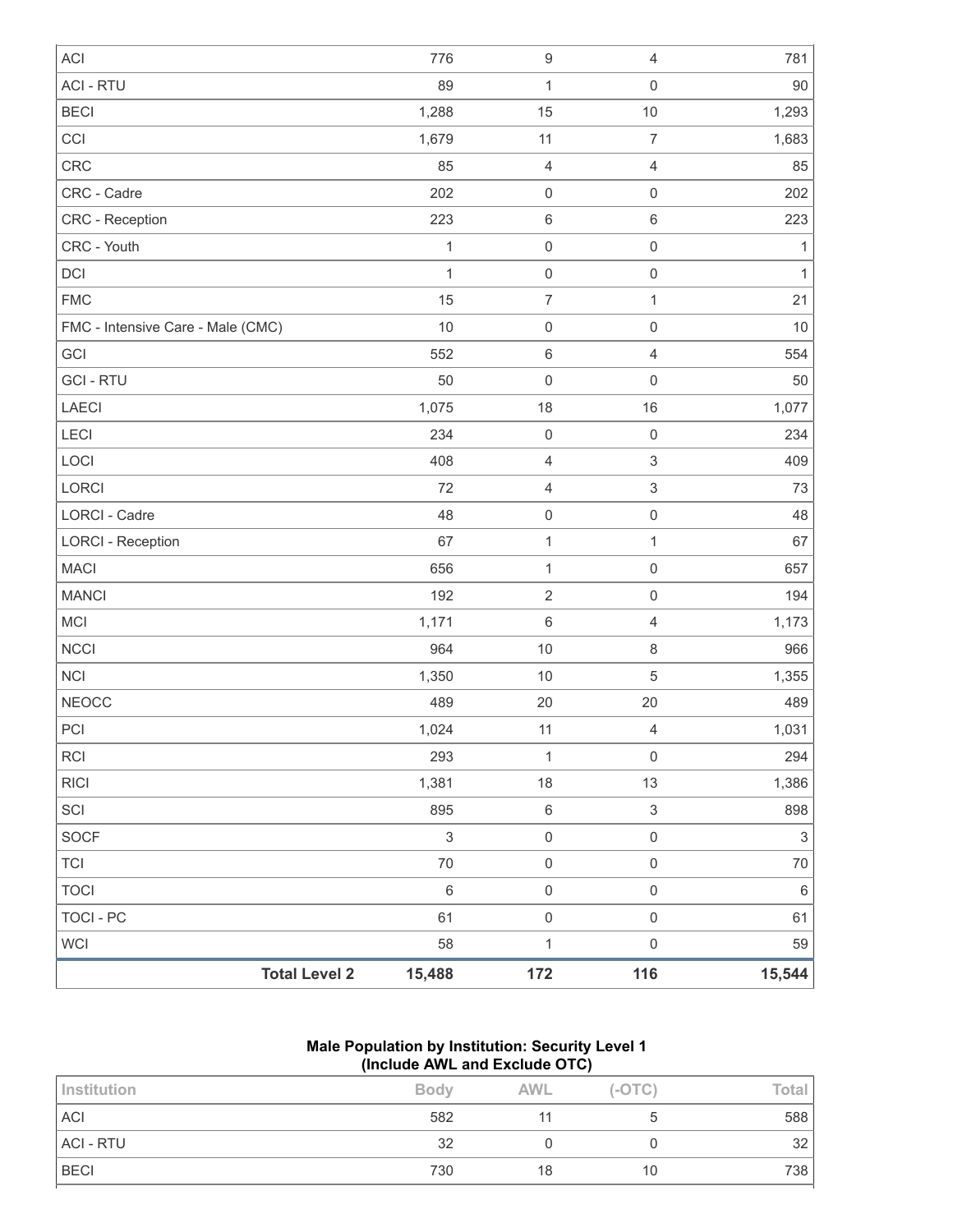| | | | | |
|---|---|---|---|---|
| ACI | 776 | 9 | 4 | 781 |
| ACI - RTU | 89 | 1 | 0 | 90 |
| BECI | 1,288 | 15 | 10 | 1,293 |
| CCI | 1,679 | 11 | 7 | 1,683 |
| CRC | 85 | 4 | 4 | 85 |
| CRC - Cadre | 202 | 0 | 0 | 202 |
| CRC - Reception | 223 | 6 | 6 | 223 |
| CRC - Youth | 1 | 0 | 0 | 1 |
| DCI | 1 | 0 | 0 | 1 |
| FMC | 15 | 7 | 1 | 21 |
| FMC - Intensive Care - Male (CMC) | 10 | 0 | 0 | 10 |
| GCI | 552 | 6 | 4 | 554 |
| GCI - RTU | 50 | 0 | 0 | 50 |
| LAECI | 1,075 | 18 | 16 | 1,077 |
| LECI | 234 | 0 | 0 | 234 |
| LOCI | 408 | 4 | 3 | 409 |
| LORCI | 72 | 4 | 3 | 73 |
| LORCI - Cadre | 48 | 0 | 0 | 48 |
| LORCI - Reception | 67 | 1 | 1 | 67 |
| MACI | 656 | 1 | 0 | 657 |
| MANCI | 192 | 2 | 0 | 194 |
| MCI | 1,171 | 6 | 4 | 1,173 |
| NCCI | 964 | 10 | 8 | 966 |
| NCI | 1,350 | 10 | 5 | 1,355 |
| NEOCC | 489 | 20 | 20 | 489 |
| PCI | 1,024 | 11 | 4 | 1,031 |
| RCI | 293 | 1 | 0 | 294 |
| RICI | 1,381 | 18 | 13 | 1,386 |
| SCI | 895 | 6 | 3 | 898 |
| SOCF | 3 | 0 | 0 | 3 |
| TCI | 70 | 0 | 0 | 70 |
| TOCI | 6 | 0 | 0 | 6 |
| TOCI - PC | 61 | 0 | 0 | 61 |
| WCI | 58 | 1 | 0 | 59 |
| **Total Level 2** | **15,488** | **172** | **116** | **15,544** |

**Male Population by Institution: Security Level 1**
**(Include AWL and Exclude OTC)**

| Institution | Body | AWL | (-OTC) | Total |
|---|---|---|---|---|
| ACI | 582 | 11 | 5 | 588 |
| ACI - RTU | 32 | 0 | 0 | 32 |
| BECI | 730 | 18 | 10 | 738 |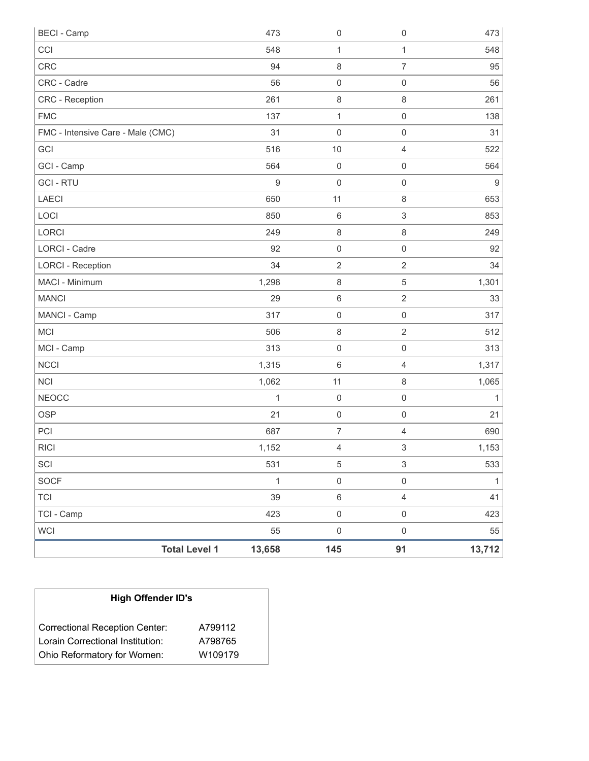| | | | | |
|---|---|---|---|---|
| BECI - Camp | 473 | 0 | 0 | 473 |
| CCI | 548 | 1 | 1 | 548 |
| CRC | 94 | 8 | 7 | 95 |
| CRC - Cadre | 56 | 0 | 0 | 56 |
| CRC - Reception | 261 | 8 | 8 | 261 |
| FMC | 137 | 1 | 0 | 138 |
| FMC - Intensive Care - Male (CMC) | 31 | 0 | 0 | 31 |
| GCI | 516 | 10 | 4 | 522 |
| GCI - Camp | 564 | 0 | 0 | 564 |
| GCI - RTU | 9 | 0 | 0 | 9 |
| LAECI | 650 | 11 | 8 | 653 |
| LOCI | 850 | 6 | 3 | 853 |
| LORCI | 249 | 8 | 8 | 249 |
| LORCI - Cadre | 92 | 0 | 0 | 92 |
| LORCI - Reception | 34 | 2 | 2 | 34 |
| MACI - Minimum | 1,298 | 8 | 5 | 1,301 |
| MANCI | 29 | 6 | 2 | 33 |
| MANCI - Camp | 317 | 0 | 0 | 317 |
| MCI | 506 | 8 | 2 | 512 |
| MCI - Camp | 313 | 0 | 0 | 313 |
| NCCI | 1,315 | 6 | 4 | 1,317 |
| NCI | 1,062 | 11 | 8 | 1,065 |
| NEOCC | 1 | 0 | 0 | 1 |
| OSP | 21 | 0 | 0 | 21 |
| PCI | 687 | 7 | 4 | 690 |
| RICI | 1,152 | 4 | 3 | 1,153 |
| SCI | 531 | 5 | 3 | 533 |
| SOCF | 1 | 0 | 0 | 1 |
| TCI | 39 | 6 | 4 | 41 |
| TCI - Camp | 423 | 0 | 0 | 423 |
| WCI | 55 | 0 | 0 | 55 |
| **Total Level 1** | **13,658** | **145** | **91** | **13,712** |

| **High Offender ID's** | |
|---|---|
| Correctional Reception Center: | A799112 |
| Lorain Correctional Institution: | A798765 |
| Ohio Reformatory for Women: | W109179 |